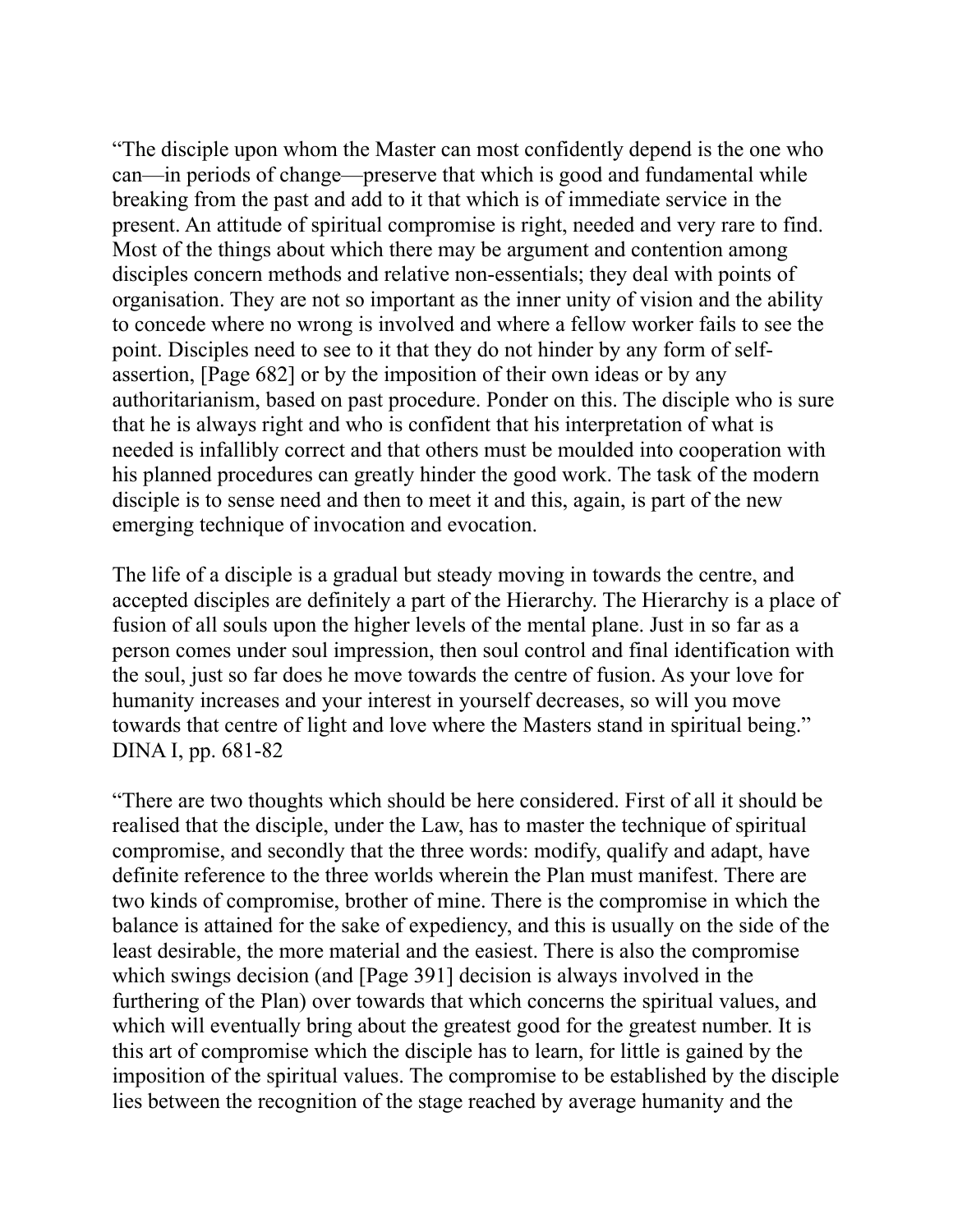"The disciple upon whom the Master can most confidently depend is the one who can—in periods of change—preserve that which is good and fundamental while breaking from the past and add to it that which is of immediate service in the present. An attitude of spiritual compromise is right, needed and very rare to find. Most of the things about which there may be argument and contention among disciples concern methods and relative non-essentials; they deal with points of organisation. They are not so important as the inner unity of vision and the ability to concede where no wrong is involved and where a fellow worker fails to see the point. Disciples need to see to it that they do not hinder by any form of self-assertion, [Page 682] or by the imposition of their own ideas or by any authoritarianism, based on past procedure. Ponder on this. The disciple who is sure that he is always right and who is confident that his interpretation of what is needed is infallibly correct and that others must be moulded into cooperation with his planned procedures can greatly hinder the good work. The task of the modern disciple is to sense need and then to meet it and this, again, is part of the new emerging technique of invocation and evocation.

The life of a disciple is a gradual but steady moving in towards the centre, and accepted disciples are definitely a part of the Hierarchy. The Hierarchy is a place of fusion of all souls upon the higher levels of the mental plane. Just in so far as a person comes under soul impression, then soul control and final identification with the soul, just so far does he move towards the centre of fusion. As your love for humanity increases and your interest in yourself decreases, so will you move towards that centre of light and love where the Masters stand in spiritual being." DINA I, pp. 681-82

"There are two thoughts which should be here considered. First of all it should be realised that the disciple, under the Law, has to master the technique of spiritual compromise, and secondly that the three words: modify, qualify and adapt, have definite reference to the three worlds wherein the Plan must manifest. There are two kinds of compromise, brother of mine. There is the compromise in which the balance is attained for the sake of expediency, and this is usually on the side of the least desirable, the more material and the easiest. There is also the compromise which swings decision (and [Page 391] decision is always involved in the furthering of the Plan) over towards that which concerns the spiritual values, and which will eventually bring about the greatest good for the greatest number. It is this art of compromise which the disciple has to learn, for little is gained by the imposition of the spiritual values. The compromise to be established by the disciple lies between the recognition of the stage reached by average humanity and the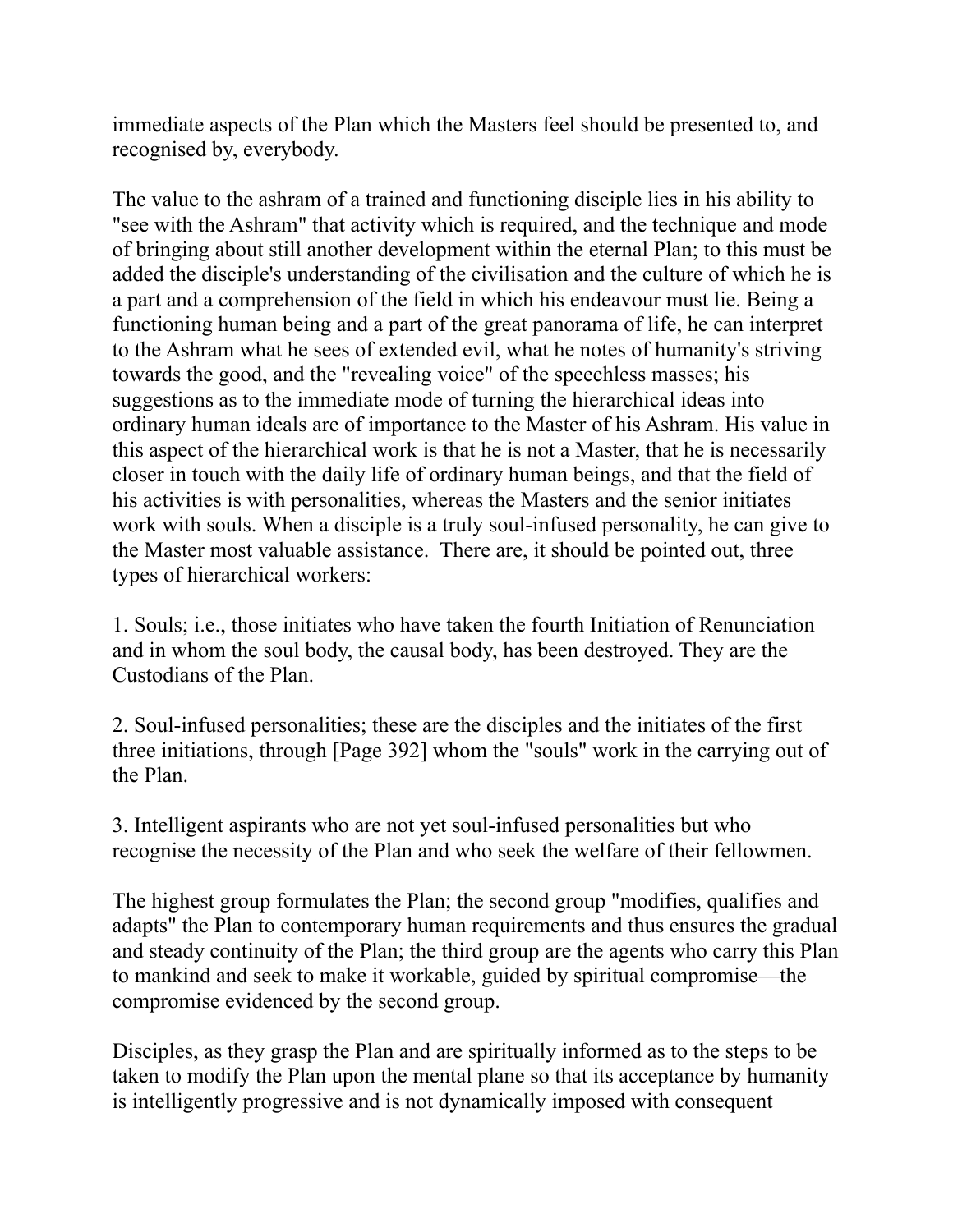immediate aspects of the Plan which the Masters feel should be presented to, and recognised by, everybody.

The value to the ashram of a trained and functioning disciple lies in his ability to "see with the Ashram" that activity which is required, and the technique and mode of bringing about still another development within the eternal Plan; to this must be added the disciple's understanding of the civilisation and the culture of which he is a part and a comprehension of the field in which his endeavour must lie. Being a functioning human being and a part of the great panorama of life, he can interpret to the Ashram what he sees of extended evil, what he notes of humanity's striving towards the good, and the "revealing voice" of the speechless masses; his suggestions as to the immediate mode of turning the hierarchical ideas into ordinary human ideals are of importance to the Master of his Ashram. His value in this aspect of the hierarchical work is that he is not a Master, that he is necessarily closer in touch with the daily life of ordinary human beings, and that the field of his activities is with personalities, whereas the Masters and the senior initiates work with souls. When a disciple is a truly soul-infused personality, he can give to the Master most valuable assistance. There are, it should be pointed out, three types of hierarchical workers:

1. Souls; i.e., those initiates who have taken the fourth Initiation of Renunciation and in whom the soul body, the causal body, has been destroyed. They are the Custodians of the Plan.

2. Soul-infused personalities; these are the disciples and the initiates of the first three initiations, through [Page 392] whom the "souls" work in the carrying out of the Plan.

3. Intelligent aspirants who are not yet soul-infused personalities but who recognise the necessity of the Plan and who seek the welfare of their fellowmen.

The highest group formulates the Plan; the second group "modifies, qualifies and adapts" the Plan to contemporary human requirements and thus ensures the gradual and steady continuity of the Plan; the third group are the agents who carry this Plan to mankind and seek to make it workable, guided by spiritual compromise—the compromise evidenced by the second group.

Disciples, as they grasp the Plan and are spiritually informed as to the steps to be taken to modify the Plan upon the mental plane so that its acceptance by humanity is intelligently progressive and is not dynamically imposed with consequent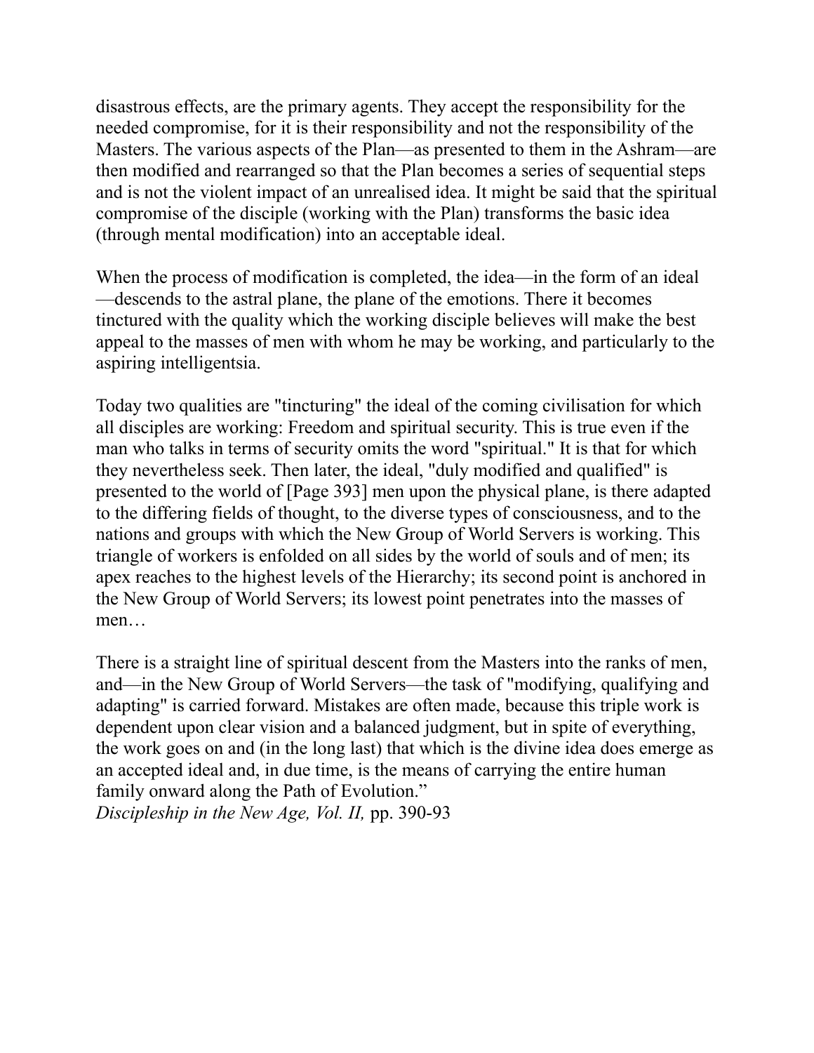disastrous effects, are the primary agents. They accept the responsibility for the needed compromise, for it is their responsibility and not the responsibility of the Masters. The various aspects of the Plan—as presented to them in the Ashram—are then modified and rearranged so that the Plan becomes a series of sequential steps and is not the violent impact of an unrealised idea. It might be said that the spiritual compromise of the disciple (working with the Plan) transforms the basic idea (through mental modification) into an acceptable ideal.

When the process of modification is completed, the idea—in the form of an ideal—descends to the astral plane, the plane of the emotions. There it becomes tinctured with the quality which the working disciple believes will make the best appeal to the masses of men with whom he may be working, and particularly to the aspiring intelligentsia.

Today two qualities are "tincturing" the ideal of the coming civilisation for which all disciples are working: Freedom and spiritual security. This is true even if the man who talks in terms of security omits the word "spiritual." It is that for which they nevertheless seek. Then later, the ideal, "duly modified and qualified" is presented to the world of [Page 393] men upon the physical plane, is there adapted to the differing fields of thought, to the diverse types of consciousness, and to the nations and groups with which the New Group of World Servers is working. This triangle of workers is enfolded on all sides by the world of souls and of men; its apex reaches to the highest levels of the Hierarchy; its second point is anchored in the New Group of World Servers; its lowest point penetrates into the masses of men…

There is a straight line of spiritual descent from the Masters into the ranks of men, and—in the New Group of World Servers—the task of "modifying, qualifying and adapting" is carried forward. Mistakes are often made, because this triple work is dependent upon clear vision and a balanced judgment, but in spite of everything, the work goes on and (in the long last) that which is the divine idea does emerge as an accepted ideal and, in due time, is the means of carrying the entire human family onward along the Path of Evolution."

*Discipleship in the New Age, Vol. II,* pp. 390-93